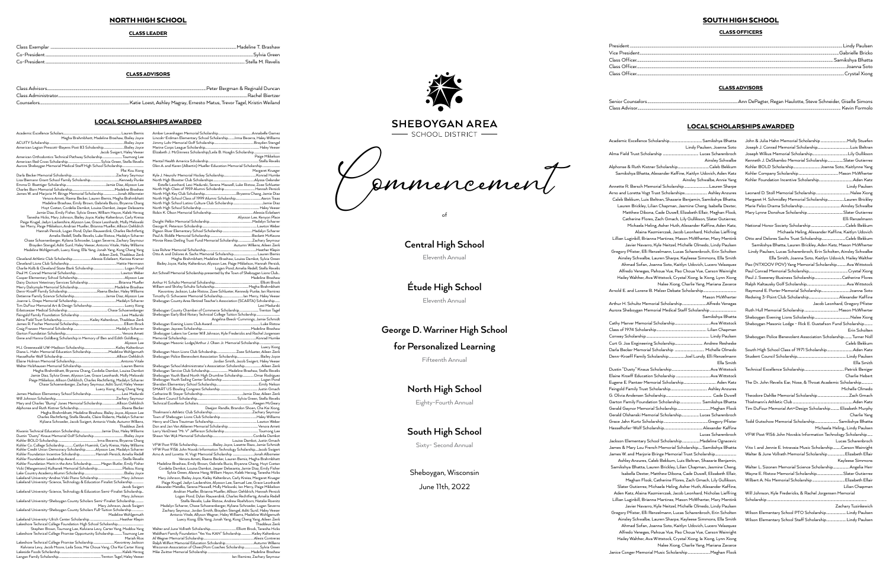# NORTH HIGH SCHOOL

## CLASS LEADER

Class Exemplar — Madeline T. Brashaw
Co-President — Sylvia Green
Co-President — Stella M. Revelis

## CLASS ADVISORS

Class Advisors — Peter Bergman & Reginald Duncan
Class Administrator — Rachel Biertzer
Counselors — Katie Loest, Ashley Magray, Ernesto Matus, Trevor Tagel, Kristin Weiland

## LOCAL SCHOLARSHIPS AWARDED

Academic Excellence Scholarship — Lauren Bemis
Megha Brahmbhatt, Madeline Brashaw, Bailey Joyce
ACUITY Scholarship — Bailey Joyce
American Legion Prescott-Bayens Post 83 Scholarship — Bailey Joyce
Jacob Swigart, Haley Veeser
American Orthodontics Technical Pathway Scholarship — Toumong Lee
American Red Cross Scholarship — Sylvia Green, Stella Revelis
Aurora Sheboygan Memorial Medical Staff High School Scholarship
Plai Kou Xiong
Darla Becker Memorial Scholarship — Zachary Seymour
Lisa Biemann Grant Family Scholarship — Kennedy Punke
Emma D. Boettiger Scholarship — Jamie Diaz, Alysson Lee
Charles Born Memorial Scholarship — Madeline Brashaw
James W. and Marjorie M. Bringe Memorial Scholarship — Jonah Albemeier
Venora Arneti, Raena Becker, Lauren Bemis, Megha Brahmbhatt
Madeline Brashaw, Emily Brown, Gabriela Bucio, Bryanna Chang
Hoyt Cvetan, Cordelia Damkot, Louisa Damkot, Jasper Delasanta
Jamie Diaz, Emily Fisher, Sylvia Green, William Hayon, Kaleb Herzog
Tanesha Hicks, Mary Johnson, Bailey Joyce, Kailey Kaltenbrun, Carly Kreisa
Paige Krugel, Jadyn Lackershire, Alysson Lee, Grace Leonhardt, Molly Melowski
Ian Merry, Paige Mikkelson, Andrian Mueller, Brianna Mueller, Allison Oehldrich
Hannah Persick, Logan Pond, Dylan Rauwerdink, Charles Rechtfertig
Amelia Redell, Stella Revelis, Luke Ristow, Madalyn Scharrer
Chase Schoenenberger, Kyliana Schroeder, Logan Severns, Zachary Seymour
Brayden Stengel, Aditi Sunil, Haley Veeser, Antonio Vitale, Haley Williams
Madeline Wohlgemuth, Luecy Xiong, Ella Yang, Jonah Yang, Kong Cheng Yang
Aileen Zenk, Thaddeus Zenk
Cleveland Athletic Club Scholarship — Alessia Eckelaert, Karissa Kramer
Cleveland Lions Club Scholarship — Hattie Herrmann
Charlie Kolb & Cleveland State Bank Scholarship — Logan Pond
Paul M. Conrad Memorial Scholarship — Lawton Weber
Cooper Elementary School Scholarship — Alysson Lee
Dairy Doctors Veterinary Services Scholarship — Brianna Mueller
Mery Dalrymple Memorial Scholarship — Madeline Brashaw
Denn-Kroeff Family Scholarship — Raena Becker, Haley Williams
Detienne Family Science Scholarship — Jamie Diaz, Alysson Lee
Joanne L. Drepe Memorial Scholarship — Madalyn Scharrer
Tim DuFour Memorial Art & Design Scholarship — Luecy Xiong
Erbstoesser Medical Scholarship — Chase Schoenenberger
Feingold Family Foundation Scholarship — Lexi Madurski
Alma Field Trust Scholarship — Kailey Kaltenbrun, Thaddeus Zenk
James R. Fischer Memorial Scholarship — Elliott Brock
Craig Franzen Memorial Scholarship — Madalyn Scharrer
Garton Foundation Scholarship — Venora Arneti
Gene and Hanna Goldberg Scholarship in Memory of Ben and Edith Goldberg
Alysson Lee
M.J. Greenewald UW-Madison Scholarship — Kailey Kaltenbrun
Diana L. Hahn Memorial Education Scholarship — Madeline Wohlgemuth
Hasselhofer Wolf Scholarship — Allison Oehldrich
Elaine Holman Memorial Scholarship — Antonio Vitale
Walter Holzhausen Memorial Scholarship — Lauren Bemis
Megha Brahmbhatt, Bryanna Chang, Cordelia Damkot, Louisa Damkot
Jamie Diaz, Sylvia Green, Alysson Lee, Grace Leonhardt, Molly Melowski
Paige Mikkelson, Allison Oehldrich, Charles Rechtfertig, Madalyn Scharrer
Chase Schoenenberger, Zachary Seymour, Aditi Sunil, Haley Veeser
Luecy Xiong, Kong Cheng Yang
James Madison Elementary School Scholarship — Lexi Madurski
Will Johnson Scholarship — Zachary Seymour
Mary and Charles "Bump" Jones Memorial Scholarship — Allison Oehldrich
Alphonse and Ruth Kistner Scholarship — Raena Becker
Megha Brahmbhatt, Madeline Brashaw, Bailey Joyce, Alysson Lee
Charles Rechtfertig, Stella Revelis, Claire Roberts, Madalyn Scharrer
Kyliana Schroeder, Jacob Swigart, Antonio Vitale, Autumn Willems,
Thaddeus Zenk
Kiwanis Technical Education Scholarship — Jamie Diaz, Haley Williams
Dustin "Dusty" Knaus Memorial Golf Scholarship — Bailey Joyce
Kohler BOLD Scholarship — Irma Becerra, Bryanna Chang
Kohler Co. College Scholarship — Caitlyn Huennik, Carly Kreisa, Haley Williams
Kohler Credit Union Democracy Scholarship — Alysson Lee, Madalyn Scharrer
Kohler Foundation Incentive Scholarship — Hannah Persick, Amelia Redell
Kohler Foundation Leadership Award — Stella Revelis
Kohler Foundation Merit in the Arts Scholarship — Megan Butler, Emily Fisher
Vicki (Wangemann) Kulhanek Memorial Scholarship — Plaikou Xiong
Lake Country Academy Alumni Scholarship — Bailey Joyce
Lakeland University-Andrea Vitale Piano Scholarship — Mary Johnson
Lakeland University-Science, Technology & Education Finalist Scholarship
Jacob Swigart
Lakeland University-Science, Technology & Education Semi-Finalist Scholarship
Mary Johnson
Lakeland University-Sheboygan County Scholars Semi-Finalist Scholarship
Mary Johnson, Jacob Swigart
Lakeland University-Sheboygan County Scholars Full-Tuition Scholarship
Madeline Wohlgemuth
Lakeland University-Ulrich Center Scholarship — Heather Klepin
Lakeshore Technical College Foundation High School Scholarship
Stephen Brown, Toumong Lee, Kalviana Levy, Carter Yang, Maddox Yang
Lakeshore Technical College Promise Opportunity Scholarship — Toumong Lee
Mariah Rios
Lakeshore Technical College Promise Scholarship — Kavontrey Jackson
Kalviana Levy, Jacob Moore, Laila Sosa, Mai Choua Vang, Cha Kai Carter Xiong
Lakeside Foods Scholarship — Kaleb Herzog
Langan Family Scholarship — Trenton Tagel, Haley Veeser

Amber Levenhagen Memorial Scholarship — Annabelle Gamez
Lincoln-Erdman Elementary School Scholarship — Irma Becerra, Haley Williams
Jimmy Lohr Memorial Golf Scholarship — Brayden Stengel
Marine Corps League Scholarship — Haley Veeser
Elizabeth J. McGinness Scholarship/Leila B. Hoeglin Scholarship
Paige Mikkelson
Mental Health America Scholarship — Stella Revelis
Glen A. and Karen (Albertin) Mueller Education Memorial Scholarship
Margaret Krueger
Kyle J. Neurohr Memorial Hockey Scholarship — Konrad Humke
North High Booster Club Scholarships — Alyssa Gelander
Estelle Leonhard, Lexi Madurski, Serena Maxwell, Luke Ristow, Zoee Schlueter
North High Class of 1959 Alumni Scholarship — Hannah Persick
North High Key Club Scholarship — Bryanna Chang, Jamie Diaz
North High School Class of 1999 Alumni Scholarship — Aaron Truss
North High School Latino Culture Club Scholarship — Jamie Diaz
North High School Scholarship — Haley Veeser
Robin K. Olson Memorial Scholarship — Alessia Eckelaert
Alysson Lee, Kenyon Place
Dwight Pelkin Memorial Scholarship — Madalyn Scharrer
George K. Peterson Scholarship — Lawton Weber
Pigeon River Elementary School Scholarship — Madalyn Scharrer
Paul A. Riddle Memorial Scholarship — Beckett McKeone
Minnie Riess Detling Trust Fund Memorial Scholarship — Zachary Seymour
Autumn Willems, Aileen Zenk
Lisa Rohrer Memorial Scholarship — Heather Klepin
Otto A. and Dolores A. Sachs Memorial Scholarship — Lauren Bemis
Megha Brahmbhatt, Madeline Brashaw, Louisa Damkot, Sylvia Green
Bailey Joyce, Kailey Kaltenbrun, Alysson Lee, Paige Mikkelson, Hannah Persick,
Logan Pond, Amelia Redell, Stella Revelis
Art Schnell Memorial Scholarship presented by the Town of Sheboygan Lions Club
Madeline Brashaw
Arthur H. Schultz Memorial Scholarship — Elliott Brock
William and Shirley Schultz Scholarship — Megha Brahmbhatt
Kavontrey Jackson, Luke Ristow, Zoee Schlueter, Kennedy Punke, Ian Ramirez
Timothy G. Schwoerer Memorial Scholarship — Ian Merry, Haley Veeser
Sheboygan County Area Retired Teacher's Association (SCARTA) Scholarship
Lexi Madurski
Sheboygan County Chamber of Commerce Scholarship — Trenton Tagel
Sheboygan Early Bird Rotary Technical College Tuition Scholarship
Angelina Beeck-Cummings, Jamie Schmidt
Sheboygan Evening Lions Club Award — Luke Ristow
Sheboygan Jaycees Scholarship — Madeline Brashaw
Sheboygan Lakers Ice Center Will Johnson, Kyle Fredericks and Rachel Jorgensen
Memorial Scholarship — Konrad Humke
Sheboygan Masonic Lodge/Arthur J. Olsen Jr. Memorial Scholarship
Luecy Xiong
Sheboygan Noon Lions Club Scholarship — Zoee Schlueter, Aileen Zenk
Sheboygan Police Benevolent Association Scholarship — Bailey Joyce
Jordan Smith, Jacob Swigart, Haley Veeser
Sheboygan School Administrator's Association Scholarship — Aileen Zenk
Sheboygan Service Club Scholarship — Madeline Brashaw, Stella Revelis
Sheboygan Youth Band North High Drumline Scholarship — Omar Rodriguez
Sheboygan Youth Sailing Center Scholarship — Logan Pond
Sheridan Elementary School Scholarship — Emily Nelson
SMART US Bowling Congress Scholarship — Justin Gmach
Catharine B. Stayer Scholarship — Jamie Diaz, Aileen Zenk
Student Council Scholarship — Sylvia Green, Stella Revelis
Technical Excellence Scholars — Keegan McGeary
Daejion Randle, Brandon Shoen, Cha Kai Xiong,
Thielmann's Athletic Club Scholarship — Zachary Seymour
Town of Sheboygan Lions Club Scholarship — Haley Williams
Henry and Clara Trautman Scholarship — Lawton Weber
Don and Jan Van Akkeren Memorial Scholarship — Venora Arneti
Larry VanDriest "Mr. V" Jefferson Scholarship — Toumong Lee
Shawn Van Wyk Memorial Scholarship — Cordelia Damkot
Louisa Damkot, Justin Gmach
VFW Post 9156 Scholarship — Bailey Joyce, Lasette Rozo, Jamie Schmidt
VFW Post 9156 John Novski Information Technology Scholarship — Jacob Swigart
Arno A. and Loretta K. Vogt Memorial Scholarship — Jonah Albemeier
Venora Arneti, Raena Becker, Lauren Bemis, Megha Brahmbhatt
Madeline Brashaw, Emily Brown, Gabriela Bucio, Bryanna Chang, Hoyt Cvetan
Cordelia Damkot, Louisa Damkot, Jasper Delasanta, Jamie Diaz, Emily Fisher
Sylvia Green, Alanna Hang, William Hayon, Kaleb Herzog, Tanesha Hicks
Mary Johnson, Bailey Joyce, Kailey Kaltenbrun, Carly Kreisa, Margaret Krueger
Paige Krugel, Jadyn Lackershire, Alysson Lee, Samuel Lee, Grace Leonhardt
Alexander Matelko, Serena Maxwell, Molly Melowski, Ian Merry, Paige Mikkelson
Andrian Mueller, Brianna Mueller, Allison Oehldrich, Hannah Persick
Logan Pond, Dylan Rauwerdink, Charles Rechtfertig, Amelia Redell
Stella Revelis, Luke Ristow, Andrew Roehrborn, Natalie Roenitz
Madalyn Scharrer, Chase Schoenenberger, Kyliana Schroeder, Logan Severns
Zachary Seymour, Jordan Smith, Brayden Stengel, Aditi Sunil, Haley Veeser
Antonio Vitale, Allyson Wagner, Haley Williams, Madeline Wohlgemuth
Luecy Xiong, Ella Yang, Jonah Yang, Kong Cheng Yang, Aileen Zenk
Thaddeus Zenk
Walter and June Vollrath Scholarship — Elliott Brock, Tanesha Hicks
Waldhart Family Foundation "Yes You KAN" Scholarship — Kailey Kaltenbrun
Al Wegner Memorial Scholarship — Alexis Contreras
Ralph Wilfert Memorial Education Scholarship — Autumn Willems
Wisconsin Association of Cheer/Pom Coaches Scholarship — Sylvia Green
Mike Zwitter Memorial Scholarship — Madeline Brashaw
Ian Ramirez, Zachary Seymour

SHEBOYGAN AREA SCHOOL DISTRICT

# Commencement

of

## Central High School

Eleventh Annual

## Étude High School

Eleventh Annual

## George D. Warriner High School for Personalized Learning

Fifteenth Annual

## North High School

Eighty-Fourth Annual

## South High School

Sixty-Second Annual

Sheboygan, Wisconsin

June 11th, 2022

# SOUTH HIGH SCHOOL

## CLASS OFFICERS

President — Lindy Paulsen
Vice President — Gabrielle Bricko
Class Officer — Samikshya Bhatta
Class Officer — Joanna Soto
Class Officer — Crystal Xiong

## CLASS ADVISORS

Senior Counselors — Ann DePagter, Regan Haulotte, Steve Schneider, Giselle Simons
Class Advisor — Kevin Formolo

## LOCAL SCHOLARSHIPS AWARDED

Academic Excellence Scholarship — Samikshya Bhatta
Lindy Paulsen, Joanna Soto
Alma Field Trust Scholarship — Lucas Scharenbroch
Ainsley Schwalbe
Alphonse & Ruth Kistner Scholarship — Caleb Bekkum
Samikshya Bhatta, Alexander Kaffine, Kaitlyn Udovich, Aden Katz
Ainsley Schwalbe, Annie Yang
Annette R. Bersch Memorial Scholarship — Lauren Sharpe
Arno and Loretta Vogt Trust Scholarships — Ashley Anzures
Caleb Bekkum, Luis Beltran, Shazarie Benjamin, Samikshya Bhatta,
Lauren Brickley, Lilian Chapman, Jasmine Cheng, Isabella Dexter,
Matthew Dibona, Cade Duwell, Elizabeth Ellair, Meghan Flook,
Catherine Flores, Zach Gmach, Lily Gullikson, Slater Gutierrez,
Michaela Heling, Asher Huth, Alexander Kaffine, Aden Katz,
Alaina Kazmierczak, Jacob Leonhard, Nicholas Lieffring
Lillian Luginbill, Brianna Martinez, Mason McWherter, Mary Mentink
Javier Navarro, Kyle Neitzel, Michelle Olmedo, Lindy Paulsen
Gregory Pfister, Elli Renzelmann, Lucas Scharenbroch, Erin Scholten
Ainsley Schwalbe, Lauren Sharpe, Kayleese Simmons, Ella Smith
Ahmad Sofan, Joanna Soto, Kaitlyn Udovich, Lucero Velazquez
Alfredo Venegas, Pahoua Vue, Pao Choua Vue, Carson Wainright
Hailey Walther, Ava Wittstock, Crystal Xiong, Ia Xiong, Lynn Xiong
Nalee Xiong, Charlie Yang, Mariana Zavarce
Arnold E. and Lorene B. Melzer Debate Scholarship
Mason McWherter
Arthur H. Schultz Memorial Scholarship — Alfredo Venegas
Aurora Sheboygan Memorial Medical Staff Scholarship
Samikshya Bhatta
Cathy Marver Memorial Scholarship — Ava Wittstock
Class of 1974 Scholarship — Lilian Chapman
Conway Scholarship — Lindy Paulsen
Curt G. Joa Engineering Scholarship — Andrew Resheske
Darla Becker Memorial Scholarship — Michelle Olmedo
Denn-Kroeff Family Scholarship — Joel Lundy, Elli Renzelmann
Ella Smith
Dustin "Dusty" Knaus Scholarship — Ava Wittstock
Elaine Kroeff Education Scholarship — Ava Wittstock
Eugene E. Pantzer Memorial Scholarship — Aden Katz
Feingold Family Trust Scholarship — Ashley Anzures
G. Olivia Andersen Scholarship — Cade Duwell
Garton Family Foundation Scholarship — Samikshya Bhatta
Gerald Gaynor Memorial Scholarship — Meghan Flook
Gerald Olshanski Memorial Scholarship — Lucas Scharenbroch
Grace Jahn Kuntz Scholarship — Gregory Pfister
Hasselhofer-Wolf Scholarship — Alexander Kaffine
Lucas Scharenbroch
Jackson Elementary School Scholarship — Madeline Ognacevic
James & Mary Lou French Memorial Scholarship — Samikshya Bhatta
James W. and Marjorie Bringe Memorial Trust Scholarship
Ashley Anzures, Caleb Bekkum, Luis Beltran, Shazarie Benjamin,
Samikshya Bhatta, Lauren Brickley, Lilian Chapman, Jasmine Cheng,
Isabella Dexter, Matthew Dibona, Cade Duwell, Elizabeth Ellair,
Meghan Flook, Catherine Flores, Zach Gmach, Lily Gullikson,
Slater Gutierrez, Michaela Heling, Asher Huth, Alexander Kaffine,
Aden Katz, Alaina Kazmierczak, Jacob Leonhard, Nicholas Lieffring
Lillian Luginbill, Brianna Martinez, Mason McWherter, Mary Mentink
Javier Navarro, Kyle Neitzel, Michelle Olmedo, Lindy Paulsen
Gregory Pfister, Elli Renzelmann, Lucas Scharenbroch, Erin Scholten
Ainsley Schwalbe, Lauren Sharpe, Kayleese Simmons, Ella Smith
Ahmad Sofan, Joanna Soto, Kaitlyn Udovich, Lucero Velazquez
Alfredo Venegas, Pahoua Vue, Pao Choua Vue, Carson Wainright
Hailey Walther, Ava Wittstock, Crystal Xiong, Ia Xiong, Lynn Xiong
Nalee Xiong, Charlie Yang, Mariana Zavarce
Janice Conger Memorial Music Scholarship — Meghan Flook

John & Julia Hahn Memorial Scholarship — Molly Stuefen
Joseph J. Conrad Memorial Scholarship — Luis Beltran
Joseph Wilkus Memorial Scholarship — Lily Gullikson
Kenneth J. DeShambo Memorial Scholarship — Slater Gutierrez
Kohler BOLD Scholarship — Joanna Soto, Kaitlynne Yang
Kohler Company Scholarship — Mason McWherter
Kohler Foundation Incentive Scholarship — Aden Katz
Lindy Paulsen
Leonard D. Stoll Memorial Scholarship — Nalee Xiong
Margaret H. Schmidley Memorial Scholarship — Lauren Brickley
Marie Felzo Drama Scholarship — Ainsley Schwalbe
Mary Lynne Donohue Scholarship — Slater Gutierrez
Elli Renzelmann
National Honor Society Scholarship — Caleb Bekkum
Michaela Heling, Alexander Kaffine, Kaitlyn Udovich
Otto and Delores Sachs Trust Scholarship — Caleb Bekkum
Samikshya Bhatta, Lauren Brickley, Aden Katz, Mason McWherter
Lindy Paulsen, Lucas Scharenbroch, Erin Scholten, Ainsley Schwalbe
Ella Smith, Joanna Soto, Kaitlyn Udovich, Hailey Walther
Pao (NTXOOV POV) Yang Memorial Scholarship — Ava Wittstock
Paul Conrad Memorial Scholarship — Crystal Xiong
Paul J. Sweeney Business Scholarship — Catherine Flores
Ralph Kaltsausky Golf Scholarship — Ava Wittstock
Raymond E. Porter Memorial Scholarship — Joanna Soto
Redwing 3-Point Club Scholarship — Alexander Kaffine
Jacob Leonhard, Gregory Pfister
Ruth Hull Memorial Scholarship — Mason McWherter
Sheboygan Evening Lions Scholarship — Nalee Xiong
Sheboygan Masonic Lodge - Rick E. Gustafson Fund Scholarship
Erin Scholten
Sheboygan Police Benevolent Association Scholarship — Turner Noll
Caleb Bekkum
South High School Class of 1971 Scholarship — Aden Katz
Student Council Scholarship — Lindy Paulsen
Ella Smith
Technical Excellence Scholarship — Patrick Beniger
Charlie Hebert
The Dr. John Revelis Ear, Nose, & Throat Academic Scholarship
Michelle Olmedo
Theodore Dahlke Memorial Scholarship — Zach Gmach
Thielmann's Athletic Club — Aden Katz
Tim DuFour Memorial Art+Design Scholarship — Elizabeth Murphy
Charlie Yang
Todd Gutschow Memorial Scholarship — Samikshya Bhatta
Michaela Heling, Lindy Paulsen
VFW Post 9156 John Novskis Information Technology Scholarship
Lucas Scharenbroch
Vito I. and Jennie E. Intravaia Music Scholarship — Carson Wainright
Walter & June Vollrath Memorial Scholarship — Elizabeth Ellair
Kayleese Simmons
Walter L. Sizonen Memorial Science Scholarship — Angelia Herr
Wayne E. Ristow Memorial Scholarship — Slater Gutierrez
Wilbert A. Nix Memorial Scholarship — Elizabeth Ellair
Lilian Chapman
Will Johnson, Kyle Fredericks, & Rachel Jorgensen Memorial
Scholarship
Zachary Tuzinkewich
Wilson Elementary School PTO Scholarship — Lindy Paulsen
Wilson Elementary School Staff Scholarship — Lindy Paulsen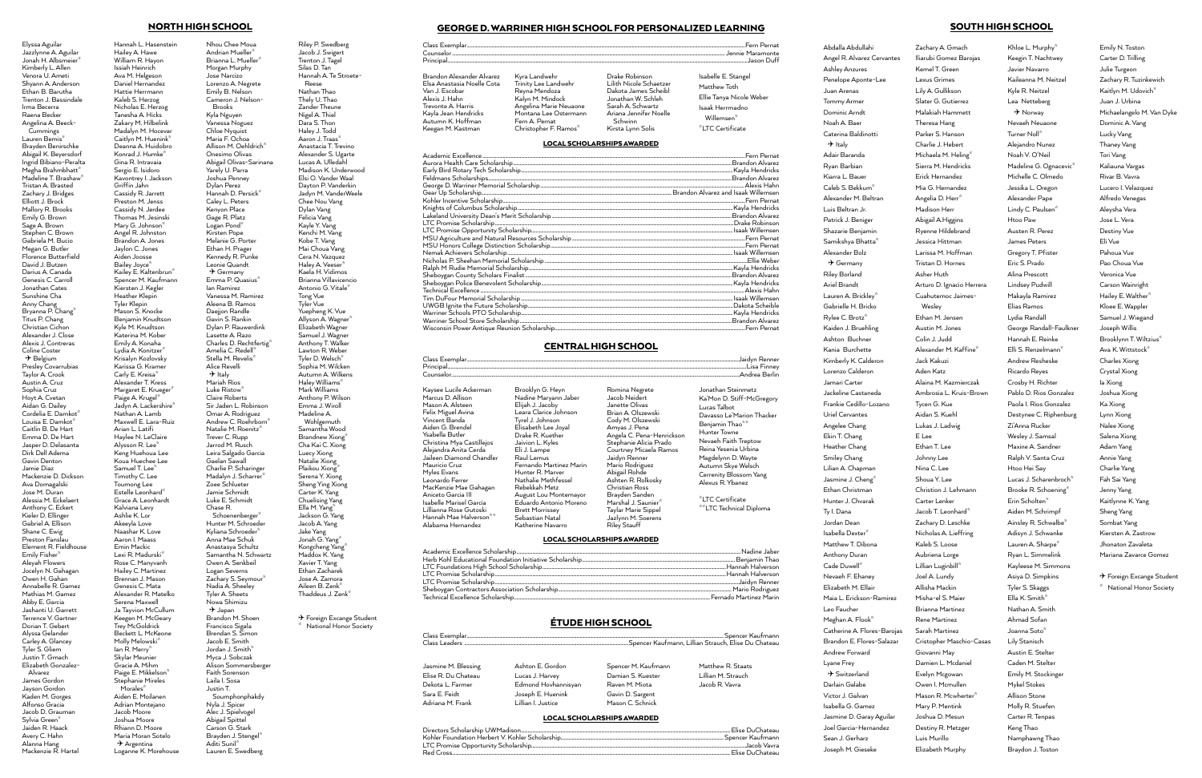## NORTH HIGH SCHOOL

Elyssa Aguilar
Jazzlynne A. Aguilar
Jonah H. Albsmeier[#]
Kimberly L. Allen
Venora U. Ameti
Shyann A. Anderson
Ethan B. Barutha
Trenton J. Bassindale
Irma Becerra
Raena Becker
Angelina A. Beeck-Cummings
Lauren Bemis[#]
Brayden Benirschke
Abigail K. Beyersdorf
Ingrid Bibiano-Peralta
Megha Brahmbhatt[#]
Madeline T. Brashaw[#]
Tristan A. Brasted
Zachary J. Bridges
Elliott J. Brock
Mallory R. Brooks
Emily G. Brown
Sage A. Brown
Stephen C. Brown
Gabriela M. Bucio
Megan G. Butler
Florence Butterfield
David J. Butzen
Darius A. Canada
Genesis C. Carroll
Jonathan Cates
Sunshine Cha
Anny Chang
Bryanna P. Chang[#]
Titus P. Chang
Christian Cichon
Alexander J. Close
Alexis J. Contreras
Coline Coster
✈ Belgium
Presley Covarrubias
Taylor A. Crook
Austin A. Cruz
Sophia Cruz
Hoyt A. Cvetan
Aidan G. Dailey
Cordelia E. Damkot[#]
Louisa E. Damkot[#]
Caitlin B. De Hart
Emma D. De Hart
Jasper D. Delasanta
Dirk Dell Aderna
Gavin Denton
Jamie Diaz
Mackenzie D. Dickson
Ava Domagalski
Jose M. Duran
Alessia M. Eckelaert
Anthony C. Eckert
Kieler D. Ellinger
Gabriel A. Ellison
Shane C. Ewig
Preston Fanslau
Element R. Fieldhouse
Emily Fisher[#]
Aleyah Flowers
Jocelyn N. Gahagan
Owen H. Gahan
Annabelle R. Gamez
Mathias M. Gamez
Abby E. Garcia
Jashanti U. Garrett
Terrence V. Gartner
Dorian T. Gebert
Alyssa Gelander
Carley A. Glancey
Tyler S. Gliem
Justin T. Gmach
Elizabeth Gonzalez-Alvarez
James Gordon
Jayson Gordon
Kaden M. Gorges
Alfonso Gracia
Jacob D. Grauman
Sylvia Green[#]
Jaiden R. Haack
Avery C. Hahn
Alanna Hang
Mackenzie R. Hartel
Hannah L. Hasenstein
Hailey A. Hawe
William R. Hayon
Issiah Heinrich
Ava M. Helgeson
Daniel Hernandez
Hattie Herrmann
Kaleb S. Herzog
Nicholas E. Herzog
Tanesha A. Hicks
Zakary M. Hilbelink
Madalyn M. Hocevar
Caitlyn M. Huenink[#]
Deanna A. Huidobro
Konrad J. Humke[#]
Gina R. Intravaia
Sergio E. Isidoro
Kavontrey I. Jackson
Griffin Jahn
Cassidy R. Jarrett
Preston M. Jenss
Cassidy N. Jerdee
Thomas M. Jesinski
Mary G. Johnson[#]
Angel R. Johnston
Brandon A. Jones
Jaylon C. Jones
Aiden Joosse
Bailey Joyce[#]
Kailey E. Kaltenbrun[#]
Spencer M. Kaufmann
Kiersten J. Kegler
Heather Klepin
Tyler Klepin
Mason S. Knocke
Benjamin Knudtson
Kyle M. Knudtson
Katerina M. Kober
Emily A. Konaha
Lydia A. Konitzer[#]
Krisalyn Kozlovsky
Karissa G. Kramer
Carly E. Kreisa[#]
Alexander T. Kress
Margaret E. Krueger[#]
Paige A. Krugel[#]
Jadyn A. Lackershire[#]
Nathan A. Lamb
Maxwell E. Lara-Ruiz
Arian L. Latifi
Haylee N. LeClaire
Alysson R. Lee[#]
Keng Huehoua Lee
Koua Huechee Lee
Samuel T. Lee[#]
Timothy C. Lee
Toumong Lee
Estelle Leonhardt[#]
Grace A. Leonhardt
Kalviana Levy
Ashlie K. Lor
Akeeyla Love
Naashar K. Love
Aaron I. Maass
Emin Mackic
Lexi R. Madurski[#]
Rose C. Manyvanh
Hailey C. Martinez
Brennan J. Mason
Genesis C. Mata
Alexander R. Matelko
Serena Maxwell
Ja Tayvion McCullum
Keegen M. McGeary
Trey McGoldrick
Beckett L. McKeone
Molly Melowski[#]
Ian R. Merry[#]
Skylar Meunier
Gracie A. Mihm
Paige E. Mikkelson[#]
Stephanie Mireles Morales[#]
Aiden E. Moilanen
Adrian Montejano
Jacob Moore
Joshua Moore
Rhiann D. Moore
Maria Moran Sotelo
✈ Argentina
Loganne K. Morehouse
Nhou Chee Moua
Andrian Mueller[#]
Brianna L. Mueller[#]
Morgan Murphy
Jose Narcizo
Lorenzo A. Negrete
Emily B. Nelson
Cameron J. Nelson-Brooks
Kyla Nguyen
Vanessa Noguez
Chloe Nyquist
Maria F. Ochoa
Allison M. Oehldrich[#]
Onesimo Olivas
Abigail Olivas-Sarinana
Yarely U. Parra
Joshua Penney
Dylan Perez
Hannah D. Persick[#]
Caley L. Peters
Kenyon Place
Gage R. Platz
Logan Pond[#]
Kirsten Pope
Melanie G. Porter
Ethan H. Prager
Kennedy R. Punke
Leonie Quandt
✈ Germany
Emma P. Quasius[#]
Ian Ramirez
Vanessa M. Ramirez
Aleena B. Ramos
Daejon Randle
Gavin S. Rankin
Dylan P. Rauwerdink
Lasette A. Razo
Charles D. Rechtfertig[#]
Amelia C. Redell[#]
Stella M. Revelis[#]
Alice Revelli
✈ Italy
Mariah Rios
Luke Ristow[#]
Claire Roberts
Sir Jaden L. Robinson
Omar A. Rodriguez
Andrew C. Roehrborn[#]
Natalie M. Roenitz[#]
Trever C. Rupp
Jarrod M. Rusch
Leira Salgado Garcia
Gaelan Sawall
Charlie P. Scharinger
Madalyn J. Scharrer[#]
Zoee Schlueter
Jamie Schmidt
Luke E. Schmidt
Chase R. Schoenenberger[#]
Hunter M. Schroeder
Kyliana Schroeder[#]
Anna Mae Schuk
Anastasya Schultz
Samantha N. Schwartz
Owen A. Senkbeil
Logan Severns
Zachary S. Seymour[#]
Nadia A. Sheeley
Tyler A. Sheets
Nowa Shimizu
✈ Japan
Brandon M. Shoen
Francisco Sigala
Brendan S. Simon
Jacob E. Smith
Jordan J. Smith[#]
Myca J. Sobczak
Alison Sommersberger
Faith Sorenson
Laila I. Sosa
Justin T. Soumphonphakdy
Nyla J. Spicer
Alec J. Spielvogel
Abigail Spittel
Carson G. Stark
Brayden J. Stengel[#]
Aditi Sunil[#]
Lauren E. Swedberg
Riley P. Swedberg
Jacob J. Swigert
Trenton J. Tagel
Silas D. Tan
Hannah A. Te Stroete-Reese
Nathan Thao
Thely U. Thao
Zander Theune
Nigel A. Thiel
Dara S. Thon
Haley J. Todd
Aaron J. Traas[#]
Anastacia T. Trevino
Alexander S. Ugarte
Lucas A. Ulledahl
Madison K. Underwood
Elsi O. Vander Waal
Dayton P. Vanderkin
Jadyn M. VanderWeele
Chee Nou Vang
Dylan Vang
Felicia Vang
Kayle Y. Vang
Kenchi M. Vang
Kobe T. Vang
Mai Choua Vang
Cera N. Vazquez
Haley A. Veeser[#]
Kaela H. Vidimos
Brianna Villavicencio
Antonio G. Vitale[#]
Tong Vue
Tyler Vue
Yuepheng K. Vue
Allyson A. Wagner[#]
Elizabeth Wagner
Samuel J. Wagner
Anthony T. Walker
Lawton R. Weber
Tyler D. Welsch[#]
Sophia M. Wilcken
Autumn A. Wilkens
Haley Williams[#]
Mark Williams
Anthony P. Wilson
Emma J. Wiroll
Madeline A. Wohlgemuth
Samantha Wood
Brandnew Xiong[#]
Cha Kai C. Xiong
Luecy Xiong
Natalie Xiong
Plaikou Xiong[#]
Serena Y. Xiong
Sheng Ying Xiong
Carter K. Yang
Chuelising Yang
Ella M. Yang[#]
Jackson G. Yang
Jacob A. Yang
Jake Yang
Jonah G. Yang[#]
Kongcheng Yang[#]
Maddox K. Yang
Xavier T. Yang
Ethan Zacharek
Jose A. Zamora
Aileen B. Zenk[#]
Thaddeus J. Zenk[#]

✈ Foreign Excange Student
[#] National Honor Society

## GEORGE D. WARRINER HIGH SCHOOL FOR PERSONALIZED LEARNING

Class Exemplar....Fern Pernat
Counselor....Jennie Maramonte
Principal....Jason Duff

Brandon Alexander Alvarez
Elsa Anastasia Noelle Cota
Van J. Escobar
Alexis J. Hahn
Trevonte A. Harris
Kayla Jean Hendricks
Autumn K. Hoffman
Keegan M. Kastman
Kyra Landwehr
Trinity Lee Landwehr
Reyna Mendoza
Kalyn M. Mindock
Angelina Marie Neuaone
Montana Lee Ostermann
Fern A. Pernat
Christopher F. Ramos[*]
Drake Robinson
Lilith Nicole Schaetzer
Dakota James Scheibl
Jonathan W. Schleh
Sarah A. Schwartz
Ariana Jennifer Noelle Schwinn
Kirsta Lynn Solis
Isabelle E. Stangel
Matthew Toth
Ellie Tanya Nicole Weber
Isaak Herrmadno Willemsen[*]

[*] LTC Certificate

### LOCAL SCHOLARSHIPS AWARDED

Academic Excellence....Fern Pernat
Aurora Health Care Scholarship....Brandon Alvarez
Early Bird Rotary Tech Scholarship....Kayla Hendricks
Feldmans Scholarship....Brandon Alvarez
George D. Warriner Memorial Scholarship....Alexis Hahn
Gear Up Scholarship....Brandon Alvarez and Isaak Willemsen
Kohler Incentive Scholarship....Fern Pernat
Knights of Columbus Scholarship....Kayla Hendricks
Lakeland University Dean's Merit Scholarship....Brandon Alvarez
LTC Promise Scholarship....Drake Robinson
LTC Promise Opportunity Scholarship....Isaak Willemsen
MSU Agriculture and Natural Resources Scholarship....Fern Pernat
MSU Honors College Distinction Scholarship....Fern Pernat
Nemak Achievers Scholarship....Isaak Willemsen
Nicholas P. Sheehan Memorial Scholarship....Ellie Weber
Ralph M Rudie Memorial Scholarship....Kayla Hendricks
Sheboygan County Scholars Finalist....Brandon Alvarez
Sheboygan Police Benevolent Scholarship....Kayla Hendricks
Technical Excellence....Alexis Hahn
Tim DuFour Memorial Scholarship....Isaak Willemsen
UWGB Ignite the Future Scholarship....Dakota Scheible
Warriner School PTO Scholarship....Kayla Hendricks
Warriner School Store Scholarship....Brandon Alvarez
Wisconsin Power Antique Reunion Scholarship....Fern Pernat

## CENTRAL HIGH SCHOOL

Class Exemplar....Jaidyn Renner
Principal....Lisa Finney
Counselor....Andrea Berlin

Kaysee Lucile Ackerman
Marcus D. Allison
Mason A. Alsteen
Felix Miguel Avina
Vincent Banda
Aiden G. Brendel
Ysabella Butler
Christina Mya Castillejos
Alejandra Anita Cerda
Jaileen Diamond Chandler
Mauricio Cruz
Myles Evans
Leonardo Ferrer
MacKenzie Mae Gahagan
Aniceto Garcia III
Isabelle Marisel Garcia
Lillianna Rose Gutoski
Hannah Mae Halverson[**]
Alabama Hernandez
Brooklyn G. Heyn
Nadine Maryann Jaber
Elijah J. Jacoby
Leara Clarice Johnson
Tyrel J. Johnson
Elisabeth Lee Joyal
Drake R. Kuether
Jaivion L. Kyles
Eli J. Lampe
Raul Lemus
Fernando Martinez Marin
Hunter R. Marver
Nathalie Methfessel
Rebekkah Metz
August Lou Montemayor
Eduardo Antonio Moreno
Brett Morrissey
Sebastian Natal
Katherine Navarro
Romina Negrete
Jacob Neidert
Janette Olivas
Brian A. Olszewski
Cody M. Olszewski
Amyas J. Pena
Angela C. Pena-Henrickson
Stephanie Alicia Prado
Courtney Micaela Ramos
Jaidyn Renner
Mario Rodriguez
Abigail Rohde
Ashten R. Rolkosky
Christian Ross
Brayden Sanden
Marshal J. Saunier[*]
Taylar Marie Sippel
Jazlynn M. Soerens
Riley Stauff
Jonathan Steinmetz
Ka'Mon D. Stiff-McGregory
Lucas Talbot
Davasso Le'Marion Thacker
Benjamin Thao[**]
Hunter Towne
Nevaeh Faith Treptow
Reina Yesenia Urbina
Magdelynn D. Wayte
Autumn Skye Welsch
Cerenity Blossom Yang
Alexus R. Ybanez

[*] LTC Certificate
[**] LTC Technical Diploma

### LOCAL SCHOLARSHIPS AWARDED

Academic Excellence Scholarship....Nadine Jaber
Herb Kohl Educational Foundation Initiative Scholarship....Benjamin Thao
LTC Foundations High School Scholarship....Hannah Halverson
LTC Promise Scholarship....Hannah Halverson
LTC Promise Scholarship....Jaidyn Renner
Sheboygan Contractors Association Scholarship....Mario Rodriguez
Technical Excellence Scholarship....Fernado Martinez Marin

## ÉTUDE HIGH SCHOOL

Class Exemplar....Spencer Kaufmann
Class Leaders....Spencer Kaufmann, Lillian Strauch, Elise Du Chateau

Jasmine M. Blessing
Elise R. Du Chateau
Dekota L. Farmer
Sara E. Feidt
Adriana M. Frank
Ashton E. Gordon
Lucas J. Harvey
Edmond Hovhannisyan
Joseph E. Huenink
Lillian I. Justice
Spencer M. Kaufmann
Damian S. Kuester
Raven M. Miota
Gavin D. Sargent
Mason C. Schnick
Matthew R. Staats
Lillian M. Strauch
Jacob R. Vavra

### LOCAL SCHOLARSHIPS AWARDED

Directors Scholarship UWMadison....Elise DuChateau
Kohler Foundation Herbert V. Kohler Scholarship....Spencer Kaufmann
LTC Promise Opportunity Scholarship....Jacob Vavra
Red Cross....Elise DuChateau

## SOUTH HIGH SCHOOL

Abdalla Abdullahi
Angel R. Alvarez Cervantes
Ashley Anzures
Penelope Aponte-Lee
Juan Arenas
Tommy Armer
Dominic Arndt
Noah A. Baer
Caterina Baldinotti
✈ Italy
Adair Baranda
Ryan Barbian
Kiarra L. Bauer
Caleb S. Bekkum[#]
Alexander M. Beltran
Luis Beltran Jr.
Patrick J. Beniger
Shazarie Benjamin
Samikshya Bhatta[#]
Alexander Bolz
✈ Germany
Riley Borland
Ariel Brandt
Lauren A. Brickley[#]
Gabrielle H. Bricko
Rylee C. Brotz[#]
Kaiden J. Bruehling
Ashton Buchner
Kania Burchette
Kimberly K. Calderon
Lorenzo Calderon
Jamari Carter
Jackeline Castaneda
Frankie Cedillo-Lozano
Uriel Cervantes
Angelee Chang
Ekin T. Chang
Heather Chang
Smiley Chang
Lilian A. Chapman
Jasmine J. Cheng[#]
Ethan Christman
Hunter J. Chvarak
Ty I. Dana
Jordan Dean
Isabella Dexter[#]
Matthew T. Dibona
Anthony Duran
Cade Duwell[#]
Nevaeh F. Ehaney
Elizabeth M. Ellair
Maia L. Erickson-Ramirez
Leo Faucher
Meghan A. Flook[#]
Catherine A. Flores-Barajas
Brandon E. Flores-Salazar
Andrew Forward
Lyane Frey
✈ Switzerland
Darlain Galabe
Victor J. Galvan
Isabella G. Gamez
Jasmine D. Garay Aguilar
Joel Garcia-Hernandez
Sean J. Gerharz
Joseph M. Gieseke
Zachary A. Gmach
Iliarubi Gomez Barojas
Kemel T. Green
Lexus Grimes
Lily A. Gullikson
Slater G. Gutierrez
Malakiah Hammett
Theresa Hang
Parker S. Hanson
Charlie J. Hebert
Michaela M. Heling[#]
Sierra M. Hendricks
Erick Hernandez
Mia G. Hernandez
Angelia D. Herr[#]
Madison Herr
Abigail A.Higgins
Ryenne Hildebrand
Jessica Hittman
Larissa M. Hoffman
Tristan D. Hornes
Asher Huth
Arturo D. Ignacio Herrera
Cuahutemoc Jaimes-Wesley
Ethan M. Jensen
Austin M. Jones
Colin J. Judd
Alexander M. Kaffine[#]
Jack Kakuzi
Aden Katz
Alaina M. Kazmierczak
Ambrosia L. Kruis-Brown
Tycen G. Kue
Aidan S. Kuehl
Lukas J. Ladwig
E Lee
Ethan T. Lee
Johnny Lee
Nina C. Lee
Shoua Y. Lee
Christion J. Lehmann
Carter Lenker
Jacob T. Leonhardt[#]
Zachary D. Leschke
Nicholas A. Lieffring
Kaleb S. Loose
Aubriena Lorge
Lillian Luginbill[#]
Joel A. Lundy
Allisha Mackin
Misha-el S. Maier
Brianna Martinez
Rene Martinez
Sarah Martinez
Cristopher Maschio-Casas
Giovanni May
Damien L. Mcdaniel
Evelyn Mcgowan
Owen I. Mcmullen
Mason R. Mcwherter[#]
Mary P. Mentink
Joshua D. Mesun
Destiny R. Metzger
Luis Murillo
Elizabeth Murphy
Khloe L. Murphy[#]
Keegin T. Nachtwey
Javier Navarro
Kaileanna M. Neitzel
Kyle R. Neitzel
Lea Netteberg
✈ Norway
Nevaeh Nosaone
Turner Noll[#]
Alejandro Nunez
Noah V. O'Neil
Madeline G. Ognacevic[#]
Michelle C. Olmedo
Jessika L. Oregon
Alexander Pape
Lindy C. Paulsen[#]
Htoo Paw
Austen R. Perez
James Peters
Gregory T. Pfister
Eric S. Prado
Alina Prescott
Lindsey Pudwill
Makayla Ramirez
Elias Ramos
Lydia Randall
George Randall-Faulkner
Hannah E. Reinke
Elli S. Renzelmann[#]
Andrew Resheske
Ricardo Reyes
Crosby H. Richter
Pablo D. Rios Gonzalez
Paola I. Rios Gonzalez
Destynee C. Riphenburg
Zi'Anna Rucker
Wesley J. Samsal
Maxine A. Sandner
Ralph V. Santa Cruz
Htoo Hei Say
Lucas J. Scharenbroch[#]
Brooke R. Schoening[#]
Erin Scholten[#]
Aiden M. Schrimpf
Ainsley R. Schwalbe[#]
Adisyn J. Schwanke
Lauren A. Sharpe[#]
Ryan L. Simmelink
Kayleese M. Simmons
Asiya D. Simpkins
Tyler S. Skaggs
Ella K. Smith[#]
Nathan A. Smith
Ahmad Sofan
Joanna Soto[#]
Lily Stanisch
Austin E. Stelter
Caden M. Stelter
Emily M. Stockinger
Mykel Stokes
Allison Stone
Molly R. Stuefen
Carter R. Tenpas
Keng Thao
Namphawng Thao
Braydon J. Toston
Emily N. Toston
Carter D. Trilling
Julie Turgeon
Zachary R. Tuzinkewich
Kaitlyn M. Udovich[#]
Juan J. Urbina
Michaelangelo M. Van Dyke
Dominic A. Vang
Lucky Vang
Thaney Vang
Tori Vang
Kaliauna Vargas
Rivar B. Vavra
Lucero I. Velazquez
Alfredo Venegas
Aleysha Vera
Jose L. Vera
Destiny Vue
Eli Vue
Pahoua Vue
Pao Choua Vue
Veronica Vue
Carson Wainright
Hailey E. Walther[#]
Kloee E. Wappler
Samuel J. Wiegand
Joseph Willis
Brooklynn T. Wiltzius[#]
Ava K. Wittstock[#]
Charles Xiong
Crystal Xiong
Ia Xiong
Joshua Xiong
Ka Xiong
Lynn Xiong
Nalee Xiong
Salena Xiong
Adam Yang
Annie Yang
Charlie Yang
Fah Sai Yang
Jenny Yang
Kaitlynne K. Yang
Sheng Yang
Sombat Yang
Kiersten A. Zastrow
Jhonaton Zavaleta
Mariana Zavarce Gomez

✈ Foreign Excange Student
[#] National Honor Society